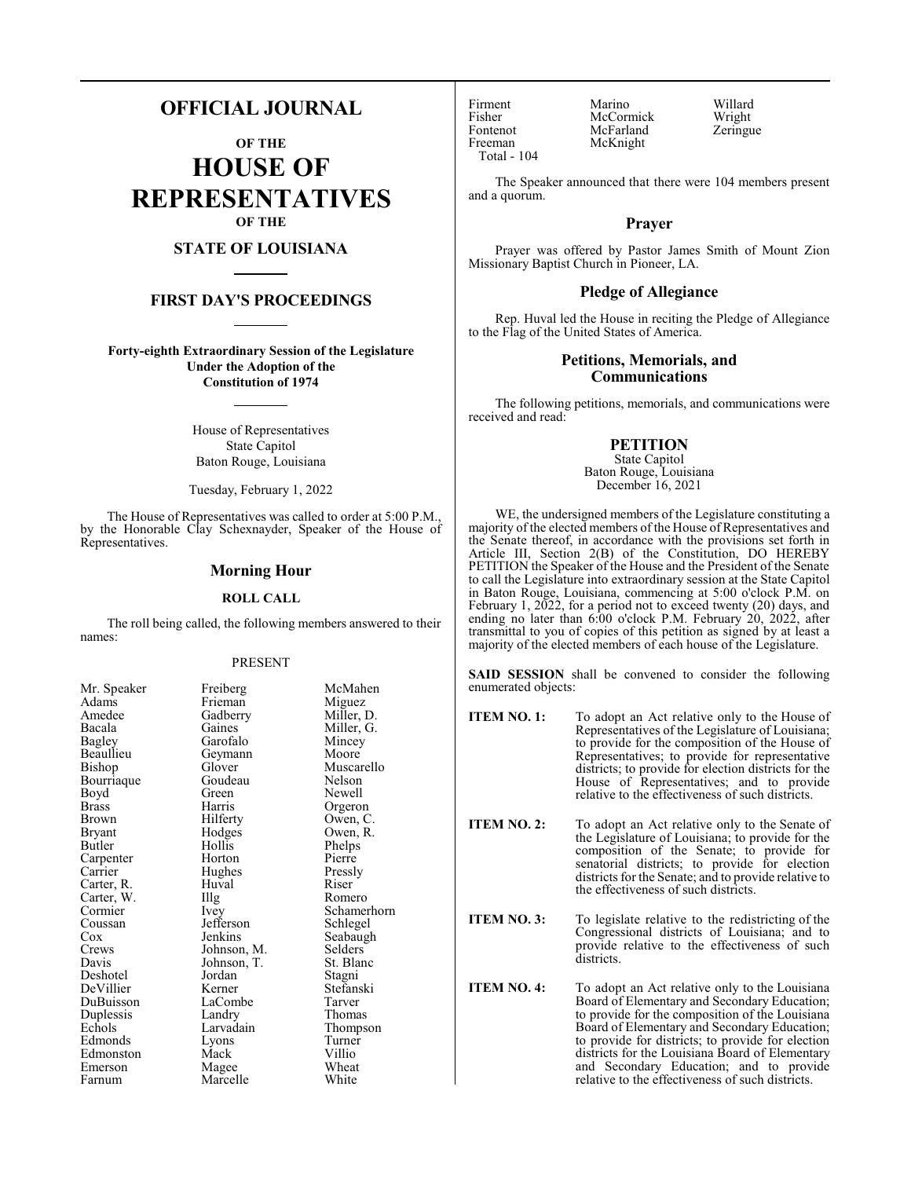# OFFICIAL JOURNAL

**OF THE**

# HOUSE OF REPRESENTATIVES

**OF THE**

## STATE OF LOUISIANA

## FIRST DAY'S PROCEEDINGS

**Forty-eighth Extraordinary Session of the Legislature Under the Adoption of the Constitution of 1974**

House of Representatives
State Capitol
Baton Rouge, Louisiana

Tuesday, February 1, 2022

The House of Representatives was called to order at 5:00 P.M., by the Honorable Clay Schexnayder, Speaker of the House of Representatives.

### Morning Hour

**ROLL CALL**

The roll being called, the following members answered to their names:

PRESENT

| | | |
|---|---|---|
| Mr. Speaker | Freiberg | McMahen |
| Adams | Frieman | Miguez |
| Amedee | Gadberry | Miller, D. |
| Bacala | Gaines | Miller, G. |
| Bagley | Garofalo | Mincey |
| Beaullieu | Geymann | Moore |
| Bishop | Glover | Muscarello |
| Bourriaque | Goudeau | Nelson |
| Boyd | Green | Newell |
| Brass | Harris | Orgeron |
| Brown | Hilferty | Owen, C. |
| Bryant | Hodges | Owen, R. |
| Butler | Hollis | Phelps |
| Carpenter | Horton | Pierre |
| Carrier | Hughes | Pressly |
| Carter, R. | Huval | Riser |
| Carter, W. | Illg | Romero |
| Cormier | Ivey | Schamerhorn |
| Coussan | Jefferson | Schlegel |
| Cox | Jenkins | Seabaugh |
| Crews | Johnson, M. | Selders |
| Davis | Johnson, T. | St. Blanc |
| Deshotel | Jordan | Stagni |
| DeVillier | Kerner | Stefanski |
| DuBuisson | LaCombe | Tarver |
| Duplessis | Landry | Thomas |
| Echols | Larvadain | Thompson |
| Edmonds | Lyons | Turner |
| Edmonston | Mack | Villio |
| Emerson | Magee | Wheat |
| Farnum | Marcelle | White |
| Firment | Marino | Willard |
| Fisher | McCormick | Wright |
| Fontenot | McFarland | Zeringue |
| Freeman | McKnight | |

Total - 104

The Speaker announced that there were 104 members present and a quorum.

### Prayer

Prayer was offered by Pastor James Smith of Mount Zion Missionary Baptist Church in Pioneer, LA.

### Pledge of Allegiance

Rep. Huval led the House in reciting the Pledge of Allegiance to the Flag of the United States of America.

### Petitions, Memorials, and Communications

The following petitions, memorials, and communications were received and read:

**PETITION**

State Capitol
Baton Rouge, Louisiana
December 16, 2021

WE, the undersigned members of the Legislature constituting a majority of the elected members of the House of Representatives and the Senate thereof, in accordance with the provisions set forth in Article III, Section 2(B) of the Constitution, DO HEREBY PETITION the Speaker of the House and the President of the Senate to call the Legislature into extraordinary session at the State Capitol in Baton Rouge, Louisiana, commencing at 5:00 o'clock P.M. on February 1, 2022, for a period not to exceed twenty (20) days, and ending no later than 6:00 o'clock P.M. February 20, 2022, after transmittal to you of copies of this petition as signed by at least a majority of the elected members of each house of the Legislature.

**SAID SESSION** shall be convened to consider the following enumerated objects:

**ITEM NO. 1:** To adopt an Act relative only to the House of Representatives of the Legislature of Louisiana; to provide for the composition of the House of Representatives; to provide for representative districts; to provide for election districts for the House of Representatives; and to provide relative to the effectiveness of such districts.

**ITEM NO. 2:** To adopt an Act relative only to the Senate of the Legislature of Louisiana; to provide for the composition of the Senate; to provide for senatorial districts; to provide for election districts for the Senate; and to provide relative to the effectiveness of such districts.

**ITEM NO. 3:** To legislate relative to the redistricting of the Congressional districts of Louisiana; and to provide relative to the effectiveness of such districts.

**ITEM NO. 4:** To adopt an Act relative only to the Louisiana Board of Elementary and Secondary Education; to provide for the composition of the Louisiana Board of Elementary and Secondary Education; to provide for districts; to provide for election districts for the Louisiana Board of Elementary and Secondary Education; and to provide relative to the effectiveness of such districts.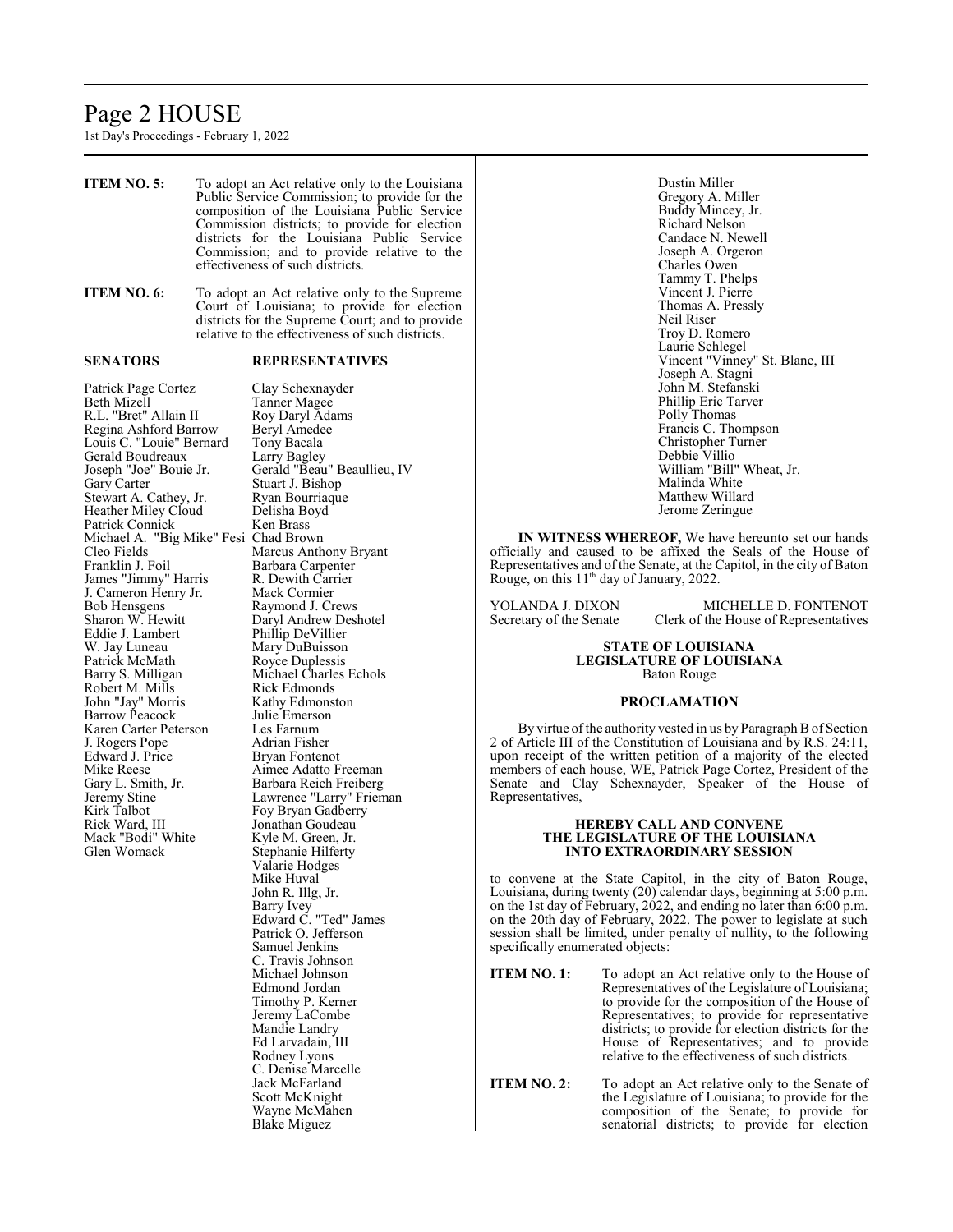**ITEM NO. 5:** To adopt an Act relative only to the Louisiana Public Service Commission; to provide for the composition of the Louisiana Public Service Commission districts; to provide for election districts for the Louisiana Public Service Commission; and to provide relative to the effectiveness of such districts.

**ITEM NO. 6:** To adopt an Act relative only to the Supreme Court of Louisiana; to provide for election districts for the Supreme Court; and to provide relative to the effectiveness of such districts.

| **SENATORS** | **REPRESENTATIVES** |
|---|---|
| Patrick Page Cortez | Clay Schexnayder |
| Beth Mizell | Tanner Magee |
| R.L. "Bret" Allain II | Roy Daryl Adams |
| Regina Ashford Barrow | Beryl Amedee |
| Louis C. "Louie" Bernard | Tony Bacala |
| Gerald Boudreaux | Larry Bagley |
| Joseph "Joe" Bouie Jr. | Gerald "Beau" Beaullieu, IV |
| Gary Carter | Stuart J. Bishop |
| Stewart A. Cathey, Jr. | Ryan Bourriaque |
| Heather Miley Cloud | Delisha Boyd |
| Patrick Connick | Ken Brass |
| Michael A. "Big Mike" Fesi | Chad Brown |
| Cleo Fields | Marcus Anthony Bryant |
| Franklin J. Foil | Barbara Carpenter |
| James "Jimmy" Harris | R. Dewith Carrier |
| J. Cameron Henry Jr. | Mack Cormier |
| Bob Hensgens | Raymond J. Crews |
| Sharon W. Hewitt | Daryl Andrew Deshotel |
| Eddie J. Lambert | Phillip DeVillier |
| W. Jay Luneau | Mary DuBuisson |
| Patrick McMath | Royce Duplessis |
| Barry S. Milligan | Michael Charles Echols |
| Robert M. Mills | Rick Edmonds |
| John "Jay" Morris | Kathy Edmonston |
| Barrow Peacock | Julie Emerson |
| Karen Carter Peterson | Les Farnum |
| J. Rogers Pope | Adrian Fisher |
| Edward J. Price | Bryan Fontenot |
| Mike Reese | Aimee Adatto Freeman |
| Gary L. Smith, Jr. | Barbara Reich Freiberg |
| Jeremy Stine | Lawrence "Larry" Frieman |
| Kirk Talbot | Foy Bryan Gadberry |
| Rick Ward, III | Jonathan Goudeau |
| Mack "Bodi" White | Kyle M. Green, Jr. |
| Glen Womack | Stephanie Hilferty |
| | Valarie Hodges |
| | Mike Huval |
| | John R. Illg, Jr. |
| | Barry Ivey |
| | Edward C. "Ted" James |
| | Patrick O. Jefferson |
| | Samuel Jenkins |
| | C. Travis Johnson |
| | Michael Johnson |
| | Edmond Jordan |
| | Timothy P. Kerner |
| | Jeremy LaCombe |
| | Mandie Landry |
| | Ed Larvadain, III |
| | Rodney Lyons |
| | C. Denise Marcelle |
| | Jack McFarland |
| | Scott McKnight |
| | Wayne McMahen |
| | Blake Miguez |
| | Dustin Miller |
| | Gregory A. Miller |
| | Buddy Mincey, Jr. |
| | Richard Nelson |
| | Candace N. Newell |
| | Joseph A. Orgeron |
| | Charles Owen |
| | Tammy T. Phelps |
| | Vincent J. Pierre |
| | Thomas A. Pressly |
| | Neil Riser |
| | Troy D. Romero |
| | Laurie Schlegel |
| | Vincent "Vinney" St. Blanc, III |
| | Joseph A. Stagni |
| | John M. Stefanski |
| | Phillip Eric Tarver |
| | Polly Thomas |
| | Francis C. Thompson |
| | Christopher Turner |
| | Debbie Villio |
| | William "Bill" Wheat, Jr. |
| | Malinda White |
| | Matthew Willard |
| | Jerome Zeringue |

**IN WITNESS WHEREOF,** We have hereunto set our hands officially and caused to be affixed the Seals of the House of Representatives and of the Senate, at the Capitol, in the city of Baton Rouge, on this 11th day of January, 2022.

YOLANDA J. DIXON
Secretary of the Senate

MICHELLE D. FONTENOT
Clerk of the House of Representatives

**STATE OF LOUISIANA**
**LEGISLATURE OF LOUISIANA**
Baton Rouge

**PROCLAMATION**

By virtue of the authority vested in us by Paragraph B of Section 2 of Article III of the Constitution of Louisiana and by R.S. 24:11, upon receipt of the written petition of a majority of the elected members of each house, WE, Patrick Page Cortez, President of the Senate and Clay Schexnayder, Speaker of the House of Representatives,

**HEREBY CALL AND CONVENE THE LEGISLATURE OF THE LOUISIANA INTO EXTRAORDINARY SESSION**

to convene at the State Capitol, in the city of Baton Rouge, Louisiana, during twenty (20) calendar days, beginning at 5:00 p.m. on the 1st day of February, 2022, and ending no later than 6:00 p.m. on the 20th day of February, 2022. The power to legislate at such session shall be limited, under penalty of nullity, to the following specifically enumerated objects:

**ITEM NO. 1:** To adopt an Act relative only to the House of Representatives of the Legislature of Louisiana; to provide for the composition of the House of Representatives; to provide for representative districts; to provide for election districts for the House of Representatives; and to provide relative to the effectiveness of such districts.

**ITEM NO. 2:** To adopt an Act relative only to the Senate of the Legislature of Louisiana; to provide for the composition of the Senate; to provide for senatorial districts; to provide for election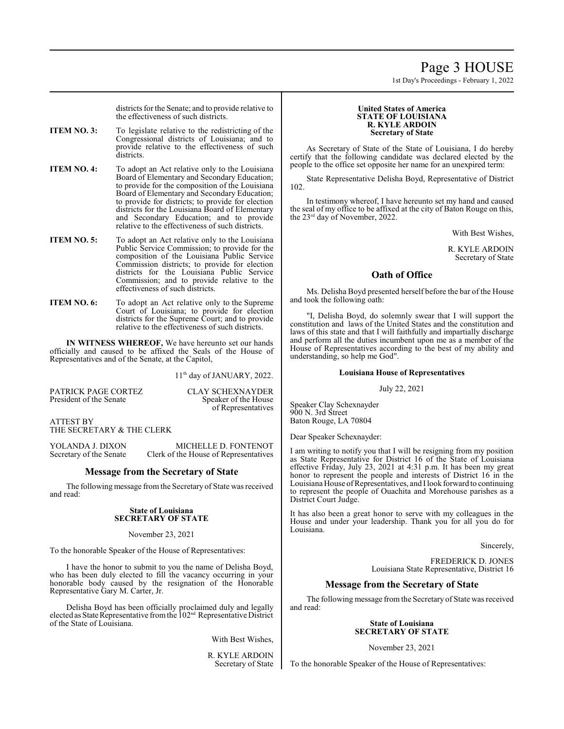districts for the Senate; and to provide relative to the effectiveness of such districts.

**ITEM NO. 3:** To legislate relative to the redistricting of the Congressional districts of Louisiana; and to provide relative to the effectiveness of such districts.

**ITEM NO. 4:** To adopt an Act relative only to the Louisiana Board of Elementary and Secondary Education; to provide for the composition of the Louisiana Board of Elementary and Secondary Education; to provide for districts; to provide for election districts for the Louisiana Board of Elementary and Secondary Education; and to provide relative to the effectiveness of such districts.

**ITEM NO. 5:** To adopt an Act relative only to the Louisiana Public Service Commission; to provide for the composition of the Louisiana Public Service Commission districts; to provide for election districts for the Louisiana Public Service Commission; and to provide relative to the effectiveness of such districts.

**ITEM NO. 6:** To adopt an Act relative only to the Supreme Court of Louisiana; to provide for election districts for the Supreme Court; and to provide relative to the effectiveness of such districts.

**IN WITNESS WHEREOF,** We have hereunto set our hands officially and caused to be affixed the Seals of the House of Representatives and of the Senate, at the Capitol,

11th day of JANUARY, 2022.

PATRICK PAGE CORTEZ
President of the Senate

CLAY SCHEXNAYDER
Speaker of the House of Representatives

ATTEST BY
THE SECRETARY & THE CLERK

YOLANDA J. DIXON
Secretary of the Senate

MICHELLE D. FONTENOT
Clerk of the House of Representatives

## Message from the Secretary of State

The following message from the Secretary of State was received and read:

**State of Louisiana**
**SECRETARY OF STATE**

November 23, 2021

To the honorable Speaker of the House of Representatives:

I have the honor to submit to you the name of Delisha Boyd, who has been duly elected to fill the vacancy occurring in your honorable body caused by the resignation of the Honorable Representative Gary M. Carter, Jr.

Delisha Boyd has been officially proclaimed duly and legally elected as State Representative from the 102nd Representative District of the State of Louisiana.

With Best Wishes,

R. KYLE ARDOIN
Secretary of State

**United States of America**
**STATE OF LOUISIANA**
**R. KYLE ARDOIN**
**Secretary of State**

As Secretary of State of the State of Louisiana, I do hereby certify that the following candidate was declared elected by the people to the office set opposite her name for an unexpired term:

State Representative Delisha Boyd, Representative of District 102.

In testimony whereof, I have hereunto set my hand and caused the seal of my office to be affixed at the city of Baton Rouge on this, the 23rd day of November, 2022.

With Best Wishes,

R. KYLE ARDOIN
Secretary of State

## Oath of Office

Ms. Delisha Boyd presented herself before the bar of the House and took the following oath:

"I, Delisha Boyd, do solemnly swear that I will support the constitution and laws of the United States and the constitution and laws of this state and that I will faithfully and impartially discharge and perform all the duties incumbent upon me as a member of the House of Representatives according to the best of my ability and understanding, so help me God".

**Louisiana House of Representatives**

July 22, 2021

Speaker Clay Schexnayder
900 N. 3rd Street
Baton Rouge, LA 70804

Dear Speaker Schexnayder:

I am writing to notify you that I will be resigning from my position as State Representative for District 16 of the State of Louisiana effective Friday, July 23, 2021 at 4:31 p.m. It has been my great honor to represent the people and interests of District 16 in the Louisiana House of Representatives, and I look forward to continuing to represent the people of Ouachita and Morehouse parishes as a District Court Judge.

It has also been a great honor to serve with my colleagues in the House and under your leadership. Thank you for all you do for Louisiana.

Sincerely,

FREDERICK D. JONES
Louisiana State Representative, District 16

## Message from the Secretary of State

The following message from the Secretary of State was received and read:

**State of Louisiana**
**SECRETARY OF STATE**

November 23, 2021

To the honorable Speaker of the House of Representatives: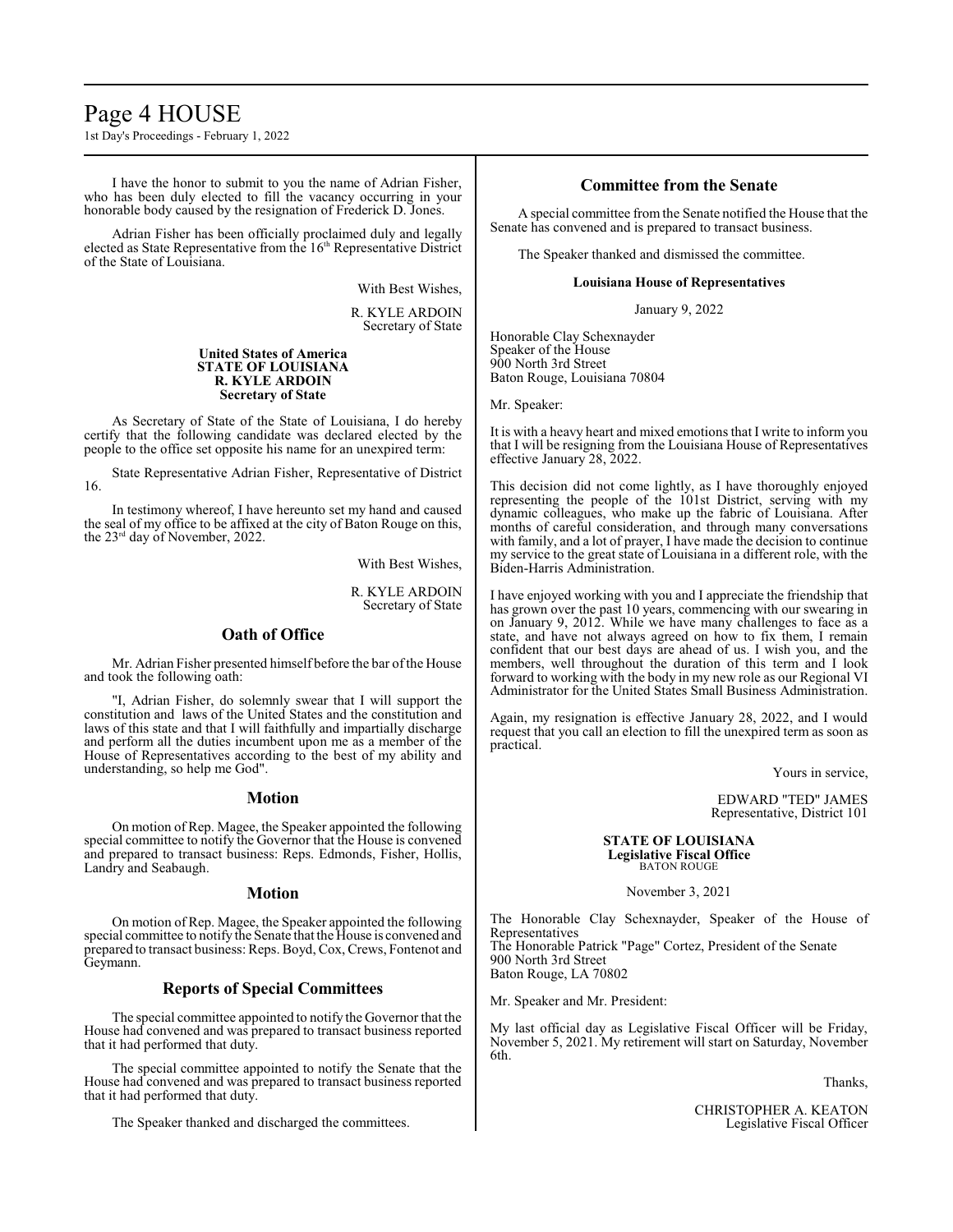I have the honor to submit to you the name of Adrian Fisher, who has been duly elected to fill the vacancy occurring in your honorable body caused by the resignation of Frederick D. Jones.

Adrian Fisher has been officially proclaimed duly and legally elected as State Representative from the 16th Representative District of the State of Louisiana.

With Best Wishes,

R. KYLE ARDOIN
Secretary of State

**United States of America**
**STATE OF LOUISIANA**
**R. KYLE ARDOIN**
**Secretary of State**

As Secretary of State of the State of Louisiana, I do hereby certify that the following candidate was declared elected by the people to the office set opposite his name for an unexpired term:

State Representative Adrian Fisher, Representative of District 16.

In testimony whereof, I have hereunto set my hand and caused the seal of my office to be affixed at the city of Baton Rouge on this, the 23rd day of November, 2022.

With Best Wishes,

R. KYLE ARDOIN
Secretary of State

## Oath of Office

Mr. Adrian Fisher presented himself before the bar of the House and took the following oath:

"I, Adrian Fisher, do solemnly swear that I will support the constitution and laws of the United States and the constitution and laws of this state and that I will faithfully and impartially discharge and perform all the duties incumbent upon me as a member of the House of Representatives according to the best of my ability and understanding, so help me God".

## Motion

On motion of Rep. Magee, the Speaker appointed the following special committee to notify the Governor that the House is convened and prepared to transact business: Reps. Edmonds, Fisher, Hollis, Landry and Seabaugh.

## Motion

On motion of Rep. Magee, the Speaker appointed the following special committee to notify the Senate that the House is convened and prepared to transact business: Reps. Boyd, Cox, Crews, Fontenot and Geymann.

## Reports of Special Committees

The special committee appointed to notify the Governor that the House had convened and was prepared to transact business reported that it had performed that duty.

The special committee appointed to notify the Senate that the House had convened and was prepared to transact business reported that it had performed that duty.

The Speaker thanked and discharged the committees.

## Committee from the Senate

A special committee from the Senate notified the House that the Senate has convened and is prepared to transact business.

The Speaker thanked and dismissed the committee.

**Louisiana House of Representatives**

January 9, 2022

Honorable Clay Schexnayder
Speaker of the House
900 North 3rd Street
Baton Rouge, Louisiana 70804

Mr. Speaker:

It is with a heavy heart and mixed emotions that I write to inform you that I will be resigning from the Louisiana House of Representatives effective January 28, 2022.

This decision did not come lightly, as I have thoroughly enjoyed representing the people of the 101st District, serving with my dynamic colleagues, who make up the fabric of Louisiana. After months of careful consideration, and through many conversations with family, and a lot of prayer, I have made the decision to continue my service to the great state of Louisiana in a different role, with the Biden-Harris Administration.

I have enjoyed working with you and I appreciate the friendship that has grown over the past 10 years, commencing with our swearing in on January 9, 2012. While we have many challenges to face as a state, and have not always agreed on how to fix them, I remain confident that our best days are ahead of us. I wish you, and the members, well throughout the duration of this term and I look forward to working with the body in my new role as our Regional VI Administrator for the United States Small Business Administration.

Again, my resignation is effective January 28, 2022, and I would request that you call an election to fill the unexpired term as soon as practical.

Yours in service,

EDWARD "TED" JAMES
Representative, District 101

**STATE OF LOUISIANA**
**Legislative Fiscal Office**
BATON ROUGE

November 3, 2021

The Honorable Clay Schexnayder, Speaker of the House of Representatives
The Honorable Patrick "Page" Cortez, President of the Senate
900 North 3rd Street
Baton Rouge, LA 70802

Mr. Speaker and Mr. President:

My last official day as Legislative Fiscal Officer will be Friday, November 5, 2021. My retirement will start on Saturday, November 6th.

Thanks,

CHRISTOPHER A. KEATON
Legislative Fiscal Officer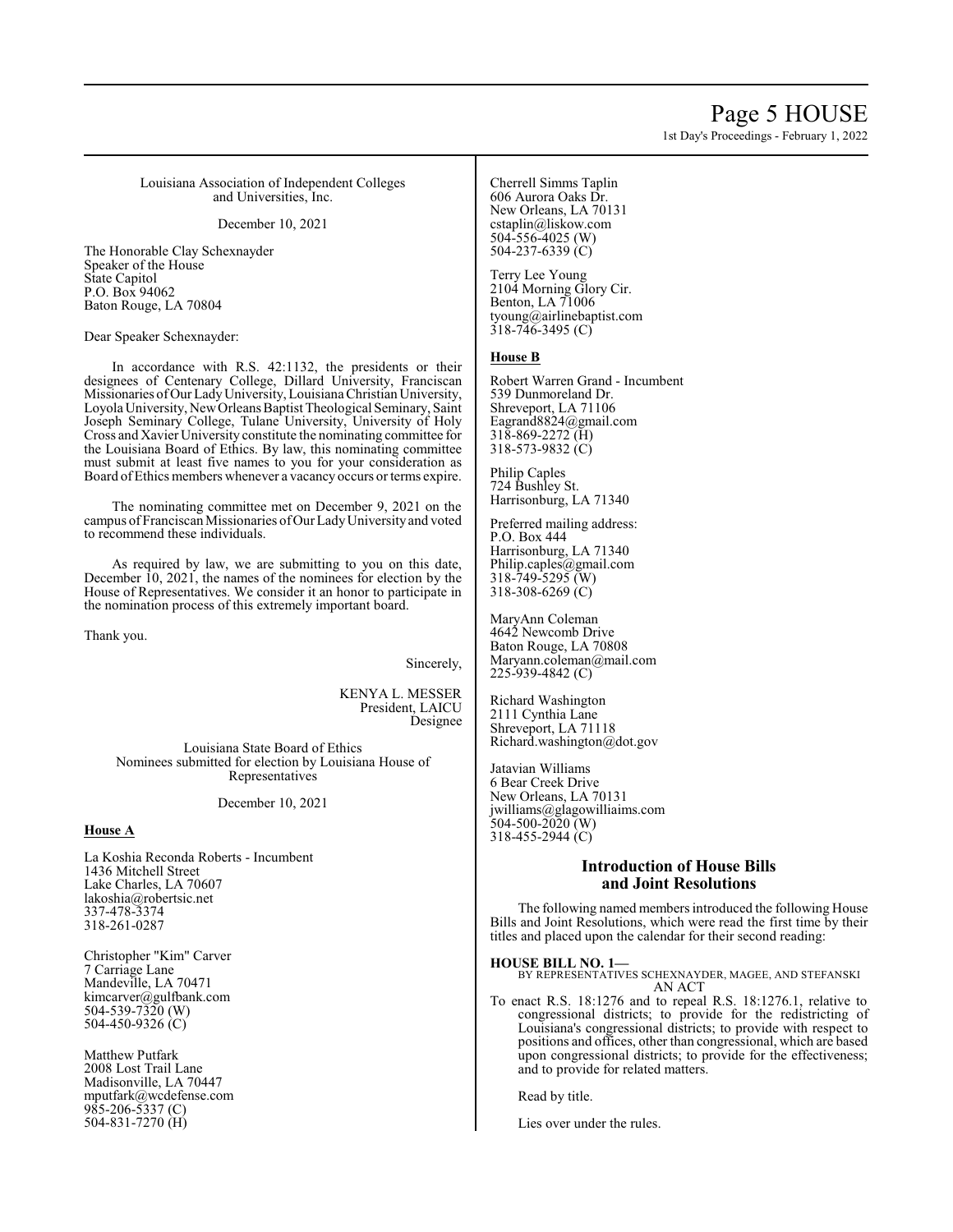Louisiana Association of Independent Colleges and Universities, Inc.

December 10, 2021

The Honorable Clay Schexnayder
Speaker of the House
State Capitol
P.O. Box 94062
Baton Rouge, LA 70804

Dear Speaker Schexnayder:

In accordance with R.S. 42:1132, the presidents or their designees of Centenary College, Dillard University, Franciscan Missionaries of Our Lady University, Louisiana Christian University, Loyola University, New Orleans Baptist Theological Seminary, Saint Joseph Seminary College, Tulane University, University of Holy Cross and Xavier University constitute the nominating committee for the Louisiana Board of Ethics. By law, this nominating committee must submit at least five names to you for your consideration as Board of Ethics members whenever a vacancy occurs or terms expire.

The nominating committee met on December 9, 2021 on the campus of Franciscan Missionaries of Our Lady University and voted to recommend these individuals.

As required by law, we are submitting to you on this date, December 10, 2021, the names of the nominees for election by the House of Representatives. We consider it an honor to participate in the nomination process of this extremely important board.

Thank you.

Sincerely,

KENYA L. MESSER
President, LAICU
Designee

Louisiana State Board of Ethics
Nominees submitted for election by Louisiana House of Representatives

December 10, 2021

**House A**

La Koshia Reconda Roberts - Incumbent
1436 Mitchell Street
Lake Charles, LA 70607
lakoshia@robertsic.net
337-478-3374
318-261-0287

Christopher "Kim" Carver
7 Carriage Lane
Mandeville, LA 70471
kimcarver@gulfbank.com
504-539-7320 (W)
504-450-9326 (C)

Matthew Putfark
2008 Lost Trail Lane
Madisonville, LA 70447
mputfark@wcdefense.com
985-206-5337 (C)
504-831-7270 (H)

Cherrell Simms Taplin
606 Aurora Oaks Dr.
New Orleans, LA 70131
cstaplin@liskow.com
504-556-4025 (W)
504-237-6339 (C)

Terry Lee Young
2104 Morning Glory Cir.
Benton, LA 71006
tyoung@airlinebaptist.com
318-746-3495 (C)

**House B**

Robert Warren Grand - Incumbent
539 Dunmoreland Dr.
Shreveport, LA 71106
Eagrand8824@gmail.com
318-869-2272 (H)
318-573-9832 (C)

Philip Caples
724 Bushley St.
Harrisonburg, LA 71340

Preferred mailing address:
P.O. Box 444
Harrisonburg, LA 71340
Philip.caples@gmail.com
318-749-5295 (W)
318-308-6269 (C)

MaryAnn Coleman
4642 Newcomb Drive
Baton Rouge, LA 70808
Maryann.coleman@mail.com
225-939-4842 (C)

Richard Washington
2111 Cynthia Lane
Shreveport, LA 71118
Richard.washington@dot.gov

Jatavian Williams
6 Bear Creek Drive
New Orleans, LA 70131
jwilliams@glagowilliaims.com
504-500-2020 (W)
318-455-2944 (C)

## Introduction of House Bills and Joint Resolutions

The following named members introduced the following House Bills and Joint Resolutions, which were read the first time by their titles and placed upon the calendar for their second reading:

**HOUSE BILL NO. 1—**
BY REPRESENTATIVES SCHEXNAYDER, MAGEE, AND STEFANSKI
AN ACT

To enact R.S. 18:1276 and to repeal R.S. 18:1276.1, relative to congressional districts; to provide for the redistricting of Louisiana's congressional districts; to provide with respect to positions and offices, other than congressional, which are based upon congressional districts; to provide for the effectiveness; and to provide for related matters.

Read by title.

Lies over under the rules.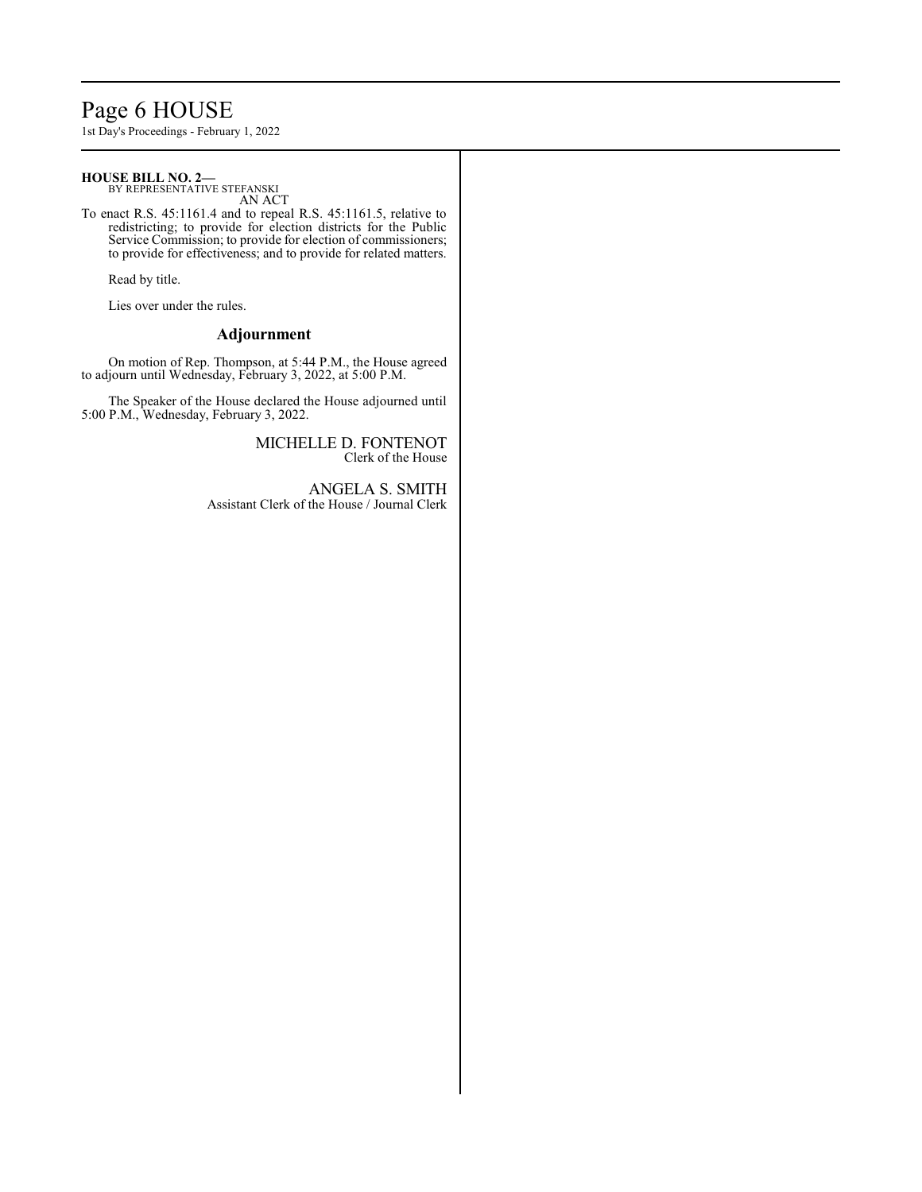**HOUSE BILL NO. 2—**
BY REPRESENTATIVE STEFANSKI
AN ACT

To enact R.S. 45:1161.4 and to repeal R.S. 45:1161.5, relative to redistricting; to provide for election districts for the Public Service Commission; to provide for election of commissioners; to provide for effectiveness; and to provide for related matters.

Read by title.

Lies over under the rules.

## Adjournment

On motion of Rep. Thompson, at 5:44 P.M., the House agreed to adjourn until Wednesday, February 3, 2022, at 5:00 P.M.

The Speaker of the House declared the House adjourned until 5:00 P.M., Wednesday, February 3, 2022.

MICHELLE D. FONTENOT
Clerk of the House

ANGELA S. SMITH
Assistant Clerk of the House / Journal Clerk